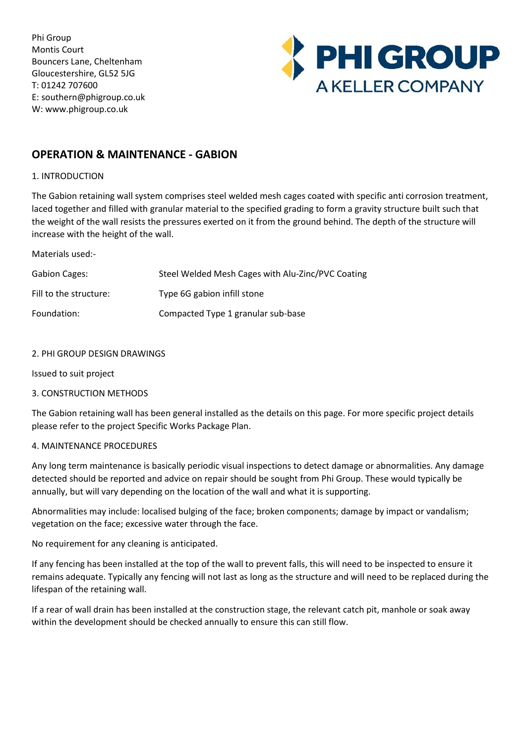Phi Group
Montis Court
Bouncers Lane, Cheltenham
Gloucestershire, GL52 5JG
T: 01242 707600
E: southern@phigroup.co.uk
W: www.phigroup.co.uk

PHI GROUP
A KELLER COMPANY

## OPERATION & MAINTENANCE - GABION

1. INTRODUCTION

The Gabion retaining wall system comprises steel welded mesh cages coated with specific anti corrosion treatment, laced together and filled with granular material to the specified grading to form a gravity structure built such that the weight of the wall resists the pressures exerted on it from the ground behind. The depth of the structure will increase with the height of the wall.

Materials used:-

| | |
|---|---|
| Gabion Cages: | Steel Welded Mesh Cages with Alu-Zinc/PVC Coating |
| Fill to the structure: | Type 6G gabion infill stone |
| Foundation: | Compacted Type 1 granular sub-base |

2. PHI GROUP DESIGN DRAWINGS

Issued to suit project

3. CONSTRUCTION METHODS

The Gabion retaining wall has been general installed as the details on this page. For more specific project details please refer to the project Specific Works Package Plan.

4. MAINTENANCE PROCEDURES

Any long term maintenance is basically periodic visual inspections to detect damage or abnormalities. Any damage detected should be reported and advice on repair should be sought from Phi Group. These would typically be annually, but will vary depending on the location of the wall and what it is supporting.

Abnormalities may include: localised bulging of the face; broken components; damage by impact or vandalism; vegetation on the face; excessive water through the face.

No requirement for any cleaning is anticipated.

If any fencing has been installed at the top of the wall to prevent falls, this will need to be inspected to ensure it remains adequate. Typically any fencing will not last as long as the structure and will need to be replaced during the lifespan of the retaining wall.

If a rear of wall drain has been installed at the construction stage, the relevant catch pit, manhole or soak away within the development should be checked annually to ensure this can still flow.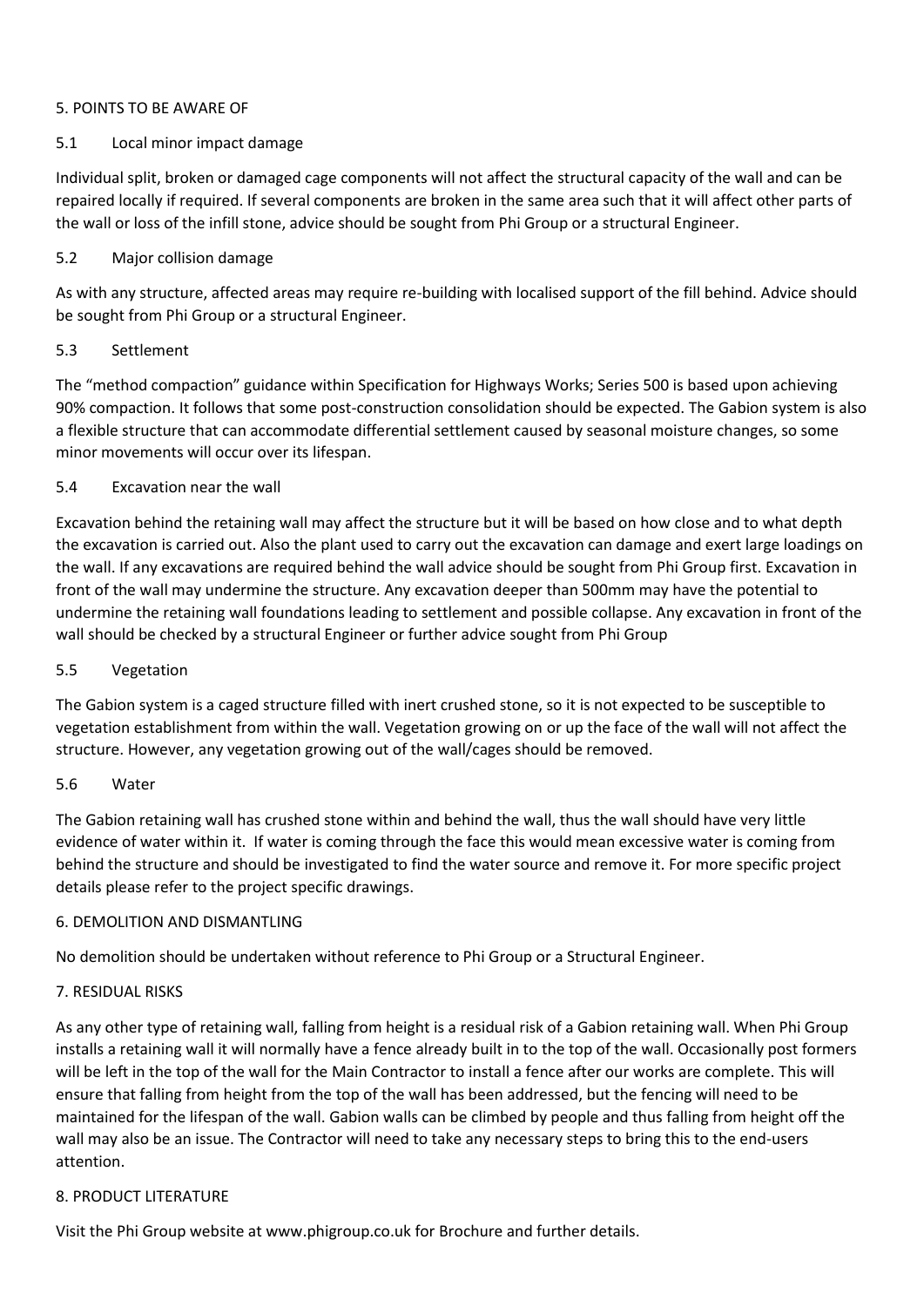## 5. POINTS TO BE AWARE OF

### 5.1 Local minor impact damage

Individual split, broken or damaged cage components will not affect the structural capacity of the wall and can be repaired locally if required. If several components are broken in the same area such that it will affect other parts of the wall or loss of the infill stone, advice should be sought from Phi Group or a structural Engineer.

### 5.2 Major collision damage

As with any structure, affected areas may require re-building with localised support of the fill behind. Advice should be sought from Phi Group or a structural Engineer.

### 5.3 Settlement

The "method compaction" guidance within Specification for Highways Works; Series 500 is based upon achieving 90% compaction. It follows that some post-construction consolidation should be expected. The Gabion system is also a flexible structure that can accommodate differential settlement caused by seasonal moisture changes, so some minor movements will occur over its lifespan.

### 5.4 Excavation near the wall

Excavation behind the retaining wall may affect the structure but it will be based on how close and to what depth the excavation is carried out. Also the plant used to carry out the excavation can damage and exert large loadings on the wall. If any excavations are required behind the wall advice should be sought from Phi Group first. Excavation in front of the wall may undermine the structure. Any excavation deeper than 500mm may have the potential to undermine the retaining wall foundations leading to settlement and possible collapse. Any excavation in front of the wall should be checked by a structural Engineer or further advice sought from Phi Group

### 5.5 Vegetation

The Gabion system is a caged structure filled with inert crushed stone, so it is not expected to be susceptible to vegetation establishment from within the wall. Vegetation growing on or up the face of the wall will not affect the structure. However, any vegetation growing out of the wall/cages should be removed.

### 5.6 Water

The Gabion retaining wall has crushed stone within and behind the wall, thus the wall should have very little evidence of water within it. If water is coming through the face this would mean excessive water is coming from behind the structure and should be investigated to find the water source and remove it. For more specific project details please refer to the project specific drawings.

## 6. DEMOLITION AND DISMANTLING

No demolition should be undertaken without reference to Phi Group or a Structural Engineer.

## 7. RESIDUAL RISKS

As any other type of retaining wall, falling from height is a residual risk of a Gabion retaining wall. When Phi Group installs a retaining wall it will normally have a fence already built in to the top of the wall. Occasionally post formers will be left in the top of the wall for the Main Contractor to install a fence after our works are complete. This will ensure that falling from height from the top of the wall has been addressed, but the fencing will need to be maintained for the lifespan of the wall. Gabion walls can be climbed by people and thus falling from height off the wall may also be an issue. The Contractor will need to take any necessary steps to bring this to the end-users attention.

## 8. PRODUCT LITERATURE

Visit the Phi Group website at www.phigroup.co.uk for Brochure and further details.